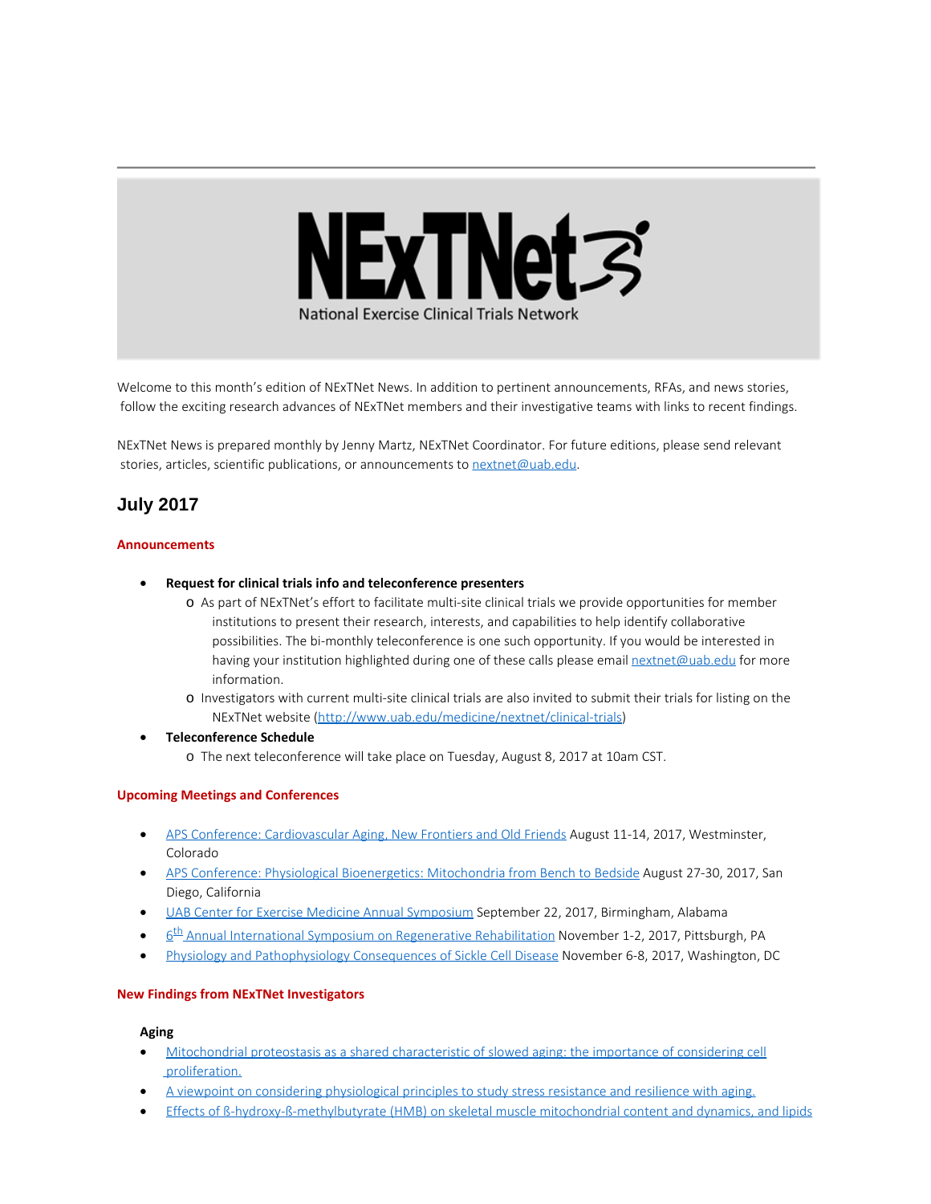NExTNet

National Exercise Clinical Trials Network

Welcome to this month's edition of NExTNet News. In addition to pertinent announcements, RFAs, and news stories, follow the exciting research advances of NExTNet members and their investigative teams with links to recent findings.

NExTNet News is prepared monthly by Jenny Martz, NExTNet Coordinator. For future editions, please send relevant stories, articles, scientific publications, or announcements to nextnet@uab.edu.

## July 2017

### Announcements

- **Request for clinical trials info and teleconference presenters**
  - As part of NExTNet's effort to facilitate multi-site clinical trials we provide opportunities for member institutions to present their research, interests, and capabilities to help identify collaborative possibilities. The bi-monthly teleconference is one such opportunity. If you would be interested in having your institution highlighted during one of these calls please email nextnet@uab.edu for more information.
  - Investigators with current multi-site clinical trials are also invited to submit their trials for listing on the NExTNet website (http://www.uab.edu/medicine/nextnet/clinical-trials)
- **Teleconference Schedule**
  - The next teleconference will take place on Tuesday, August 8, 2017 at 10am CST.

### Upcoming Meetings and Conferences

- APS Conference: Cardiovascular Aging, New Frontiers and Old Friends August 11-14, 2017, Westminster, Colorado
- APS Conference: Physiological Bioenergetics: Mitochondria from Bench to Bedside August 27-30, 2017, San Diego, California
- UAB Center for Exercise Medicine Annual Symposium September 22, 2017, Birmingham, Alabama
- 6th Annual International Symposium on Regenerative Rehabilitation November 1-2, 2017, Pittsburgh, PA
- Physiology and Pathophysiology Consequences of Sickle Cell Disease November 6-8, 2017, Washington, DC

### New Findings from NExTNet Investigators

**Aging**

- Mitochondrial proteostasis as a shared characteristic of slowed aging: the importance of considering cell proliferation.
- A viewpoint on considering physiological principles to study stress resistance and resilience with aging.
- Effects of ß-hydroxy-ß-methylbutyrate (HMB) on skeletal muscle mitochondrial content and dynamics, and lipids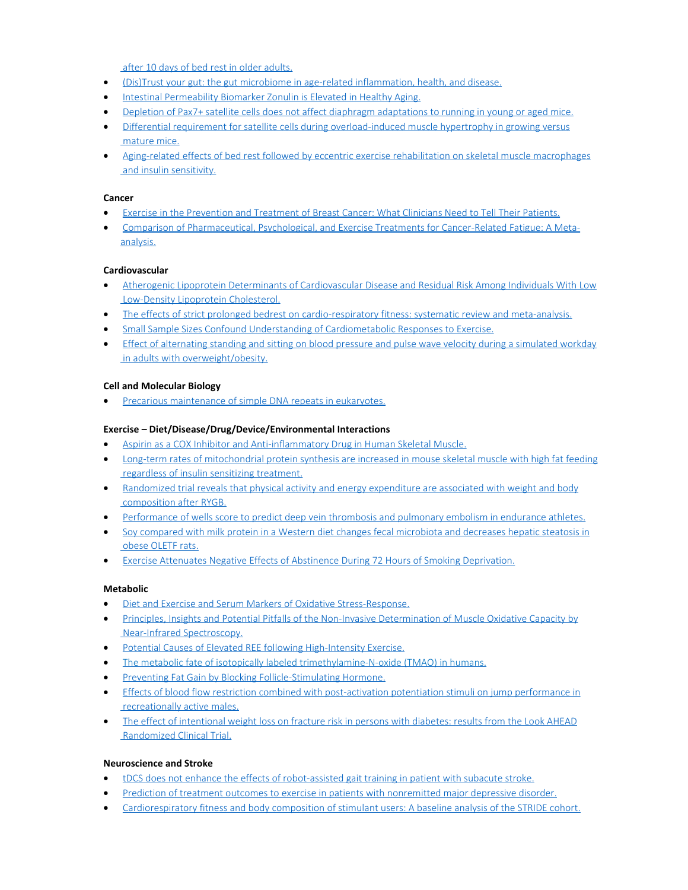after 10 days of bed rest in older adults.

- (Dis)Trust your gut: the gut microbiome in age-related inflammation, health, and disease.
- Intestinal Permeability Biomarker Zonulin is Elevated in Healthy Aging.
- Depletion of Pax7+ satellite cells does not affect diaphragm adaptations to running in young or aged mice.
- Differential requirement for satellite cells during overload-induced muscle hypertrophy in growing versus mature mice.
- Aging-related effects of bed rest followed by eccentric exercise rehabilitation on skeletal muscle macrophages and insulin sensitivity.

**Cancer**

- Exercise in the Prevention and Treatment of Breast Cancer: What Clinicians Need to Tell Their Patients.
- Comparison of Pharmaceutical, Psychological, and Exercise Treatments for Cancer-Related Fatigue: A Meta-analysis.

**Cardiovascular**

- Atherogenic Lipoprotein Determinants of Cardiovascular Disease and Residual Risk Among Individuals With Low Low-Density Lipoprotein Cholesterol.
- The effects of strict prolonged bedrest on cardio-respiratory fitness: systematic review and meta-analysis.
- Small Sample Sizes Confound Understanding of Cardiometabolic Responses to Exercise.
- Effect of alternating standing and sitting on blood pressure and pulse wave velocity during a simulated workday in adults with overweight/obesity.

**Cell and Molecular Biology**

- Precarious maintenance of simple DNA repeats in eukaryotes.

**Exercise – Diet/Disease/Drug/Device/Environmental Interactions**

- Aspirin as a COX Inhibitor and Anti-inflammatory Drug in Human Skeletal Muscle.
- Long-term rates of mitochondrial protein synthesis are increased in mouse skeletal muscle with high fat feeding regardless of insulin sensitizing treatment.
- Randomized trial reveals that physical activity and energy expenditure are associated with weight and body composition after RYGB.
- Performance of wells score to predict deep vein thrombosis and pulmonary embolism in endurance athletes.
- Soy compared with milk protein in a Western diet changes fecal microbiota and decreases hepatic steatosis in obese OLETF rats.
- Exercise Attenuates Negative Effects of Abstinence During 72 Hours of Smoking Deprivation.

**Metabolic**

- Diet and Exercise and Serum Markers of Oxidative Stress-Response.
- Principles, Insights and Potential Pitfalls of the Non-Invasive Determination of Muscle Oxidative Capacity by Near-Infrared Spectroscopy.
- Potential Causes of Elevated REE following High-Intensity Exercise.
- The metabolic fate of isotopically labeled trimethylamine-N-oxide (TMAO) in humans.
- Preventing Fat Gain by Blocking Follicle-Stimulating Hormone.
- Effects of blood flow restriction combined with post-activation potentiation stimuli on jump performance in recreationally active males.
- The effect of intentional weight loss on fracture risk in persons with diabetes: results from the Look AHEAD Randomized Clinical Trial.

**Neuroscience and Stroke**

- tDCS does not enhance the effects of robot-assisted gait training in patient with subacute stroke.
- Prediction of treatment outcomes to exercise in patients with nonremitted major depressive disorder.
- Cardiorespiratory fitness and body composition of stimulant users: A baseline analysis of the STRIDE cohort.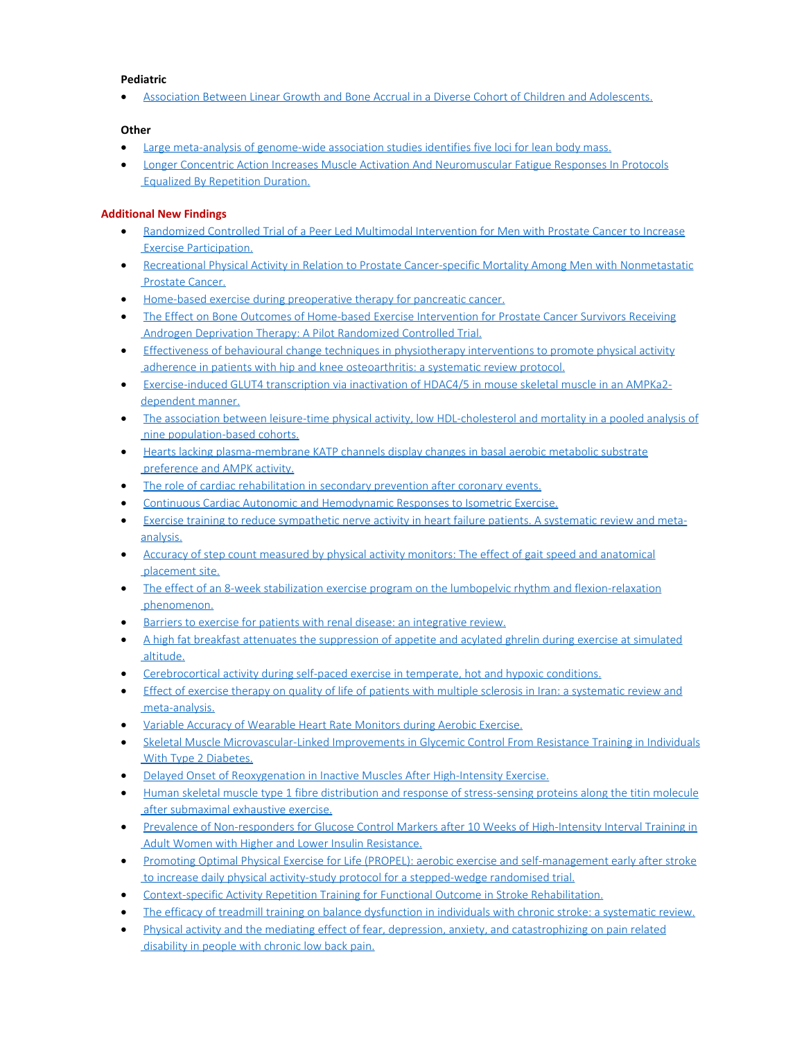**Pediatric**

- Association Between Linear Growth and Bone Accrual in a Diverse Cohort of Children and Adolescents.

**Other**

- Large meta-analysis of genome-wide association studies identifies five loci for lean body mass.
- Longer Concentric Action Increases Muscle Activation And Neuromuscular Fatigue Responses In Protocols Equalized By Repetition Duration.

**Additional New Findings**

- Randomized Controlled Trial of a Peer Led Multimodal Intervention for Men with Prostate Cancer to Increase Exercise Participation.
- Recreational Physical Activity in Relation to Prostate Cancer-specific Mortality Among Men with Nonmetastatic Prostate Cancer.
- Home-based exercise during preoperative therapy for pancreatic cancer.
- The Effect on Bone Outcomes of Home-based Exercise Intervention for Prostate Cancer Survivors Receiving Androgen Deprivation Therapy: A Pilot Randomized Controlled Trial.
- Effectiveness of behavioural change techniques in physiotherapy interventions to promote physical activity adherence in patients with hip and knee osteoarthritis: a systematic review protocol.
- Exercise-induced GLUT4 transcription via inactivation of HDAC4/5 in mouse skeletal muscle in an AMPKa2-dependent manner.
- The association between leisure-time physical activity, low HDL-cholesterol and mortality in a pooled analysis of nine population-based cohorts.
- Hearts lacking plasma-membrane KATP channels display changes in basal aerobic metabolic substrate preference and AMPK activity.
- The role of cardiac rehabilitation in secondary prevention after coronary events.
- Continuous Cardiac Autonomic and Hemodynamic Responses to Isometric Exercise.
- Exercise training to reduce sympathetic nerve activity in heart failure patients. A systematic review and meta-analysis.
- Accuracy of step count measured by physical activity monitors: The effect of gait speed and anatomical placement site.
- The effect of an 8-week stabilization exercise program on the lumbopelvic rhythm and flexion-relaxation phenomenon.
- Barriers to exercise for patients with renal disease: an integrative review.
- A high fat breakfast attenuates the suppression of appetite and acylated ghrelin during exercise at simulated altitude.
- Cerebrocortical activity during self-paced exercise in temperate, hot and hypoxic conditions.
- Effect of exercise therapy on quality of life of patients with multiple sclerosis in Iran: a systematic review and meta-analysis.
- Variable Accuracy of Wearable Heart Rate Monitors during Aerobic Exercise.
- Skeletal Muscle Microvascular-Linked Improvements in Glycemic Control From Resistance Training in Individuals With Type 2 Diabetes.
- Delayed Onset of Reoxygenation in Inactive Muscles After High-Intensity Exercise.
- Human skeletal muscle type 1 fibre distribution and response of stress-sensing proteins along the titin molecule after submaximal exhaustive exercise.
- Prevalence of Non-responders for Glucose Control Markers after 10 Weeks of High-Intensity Interval Training in Adult Women with Higher and Lower Insulin Resistance.
- Promoting Optimal Physical Exercise for Life (PROPEL): aerobic exercise and self-management early after stroke to increase daily physical activity-study protocol for a stepped-wedge randomised trial.
- Context-specific Activity Repetition Training for Functional Outcome in Stroke Rehabilitation.
- The efficacy of treadmill training on balance dysfunction in individuals with chronic stroke: a systematic review.
- Physical activity and the mediating effect of fear, depression, anxiety, and catastrophizing on pain related disability in people with chronic low back pain.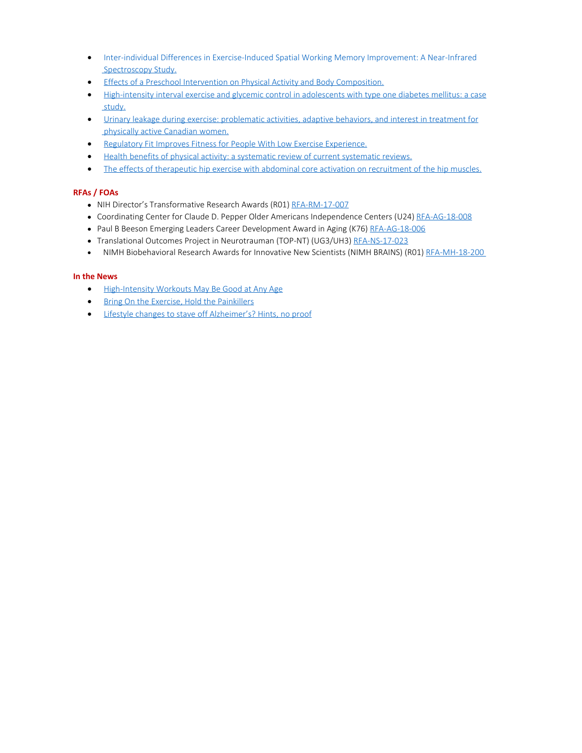- Inter-individual Differences in Exercise-Induced Spatial Working Memory Improvement: A Near-Infrared Spectroscopy Study.
- Effects of a Preschool Intervention on Physical Activity and Body Composition.
- High-intensity interval exercise and glycemic control in adolescents with type one diabetes mellitus: a case study.
- Urinary leakage during exercise: problematic activities, adaptive behaviors, and interest in treatment for physically active Canadian women.
- Regulatory Fit Improves Fitness for People With Low Exercise Experience.
- Health benefits of physical activity: a systematic review of current systematic reviews.
- The effects of therapeutic hip exercise with abdominal core activation on recruitment of the hip muscles.

**RFAs / FOAs**

- NIH Director's Transformative Research Awards (R01) RFA-RM-17-007
- Coordinating Center for Claude D. Pepper Older Americans Independence Centers (U24) RFA-AG-18-008
- Paul B Beeson Emerging Leaders Career Development Award in Aging (K76) RFA-AG-18-006
- Translational Outcomes Project in Neurotrauman (TOP-NT) (UG3/UH3) RFA-NS-17-023
- NIMH Biobehavioral Research Awards for Innovative New Scientists (NIMH BRAINS) (R01) RFA-MH-18-200

**In the News**

- High-Intensity Workouts May Be Good at Any Age
- Bring On the Exercise, Hold the Painkillers
- Lifestyle changes to stave off Alzheimer's? Hints, no proof